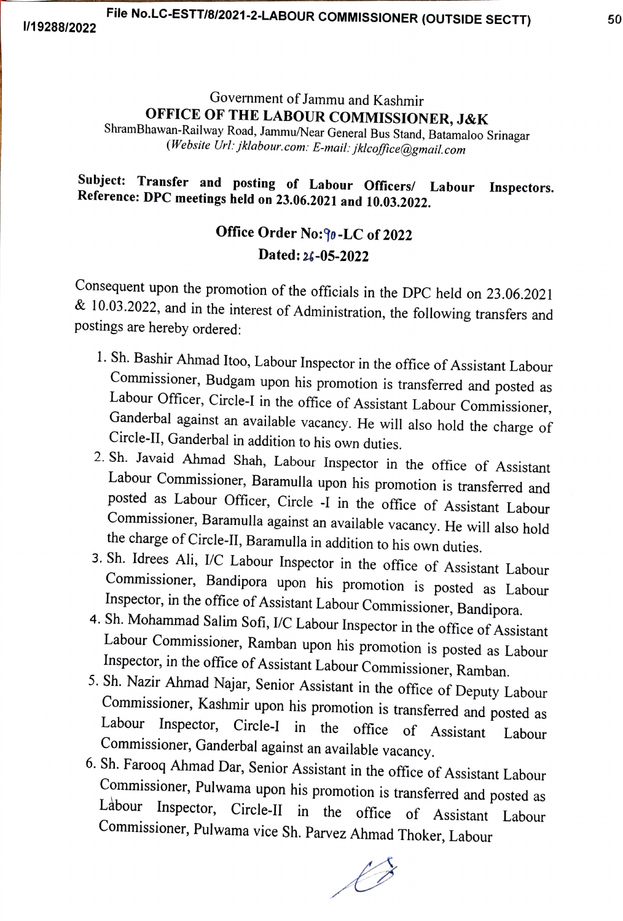Government of Jammu and Kashmir

**OFFICE OF THE LABOUR COMMISSIONER, J&K**

ShramBhawan-Railway Road, Jammu/Near General Bus Stand, Batamaloo Srinagar

*(Website Url: jklabour.com: E-mail: jklcoffice@gmail.com*

**Subject: Transfer and posting of Labour Officers/ Labour Inspectors.**
**Reference: DPC meetings held on 23.06.2021 and 10.03.2022.**

**Office Order No:90-LC of 2022**
**Dated: 26-05-2022**

Consequent upon the promotion of the officials in the DPC held on 23.06.2021 & 10.03.2022, and in the interest of Administration, the following transfers and postings are hereby ordered:

1. Sh. Bashir Ahmad Itoo, Labour Inspector in the office of Assistant Labour Commissioner, Budgam upon his promotion is transferred and posted as Labour Officer, Circle-I in the office of Assistant Labour Commissioner, Ganderbal against an available vacancy. He will also hold the charge of Circle-II, Ganderbal in addition to his own duties.
2. Sh. Javaid Ahmad Shah, Labour Inspector in the office of Assistant Labour Commissioner, Baramulla upon his promotion is transferred and posted as Labour Officer, Circle -I in the office of Assistant Labour Commissioner, Baramulla against an available vacancy. He will also hold the charge of Circle-II, Baramulla in addition to his own duties.
3. Sh. Idrees Ali, I/C Labour Inspector in the office of Assistant Labour Commissioner, Bandipora upon his promotion is posted as Labour Inspector, in the office of Assistant Labour Commissioner, Bandipora.
4. Sh. Mohammad Salim Sofi, I/C Labour Inspector in the office of Assistant Labour Commissioner, Ramban upon his promotion is posted as Labour Inspector, in the office of Assistant Labour Commissioner, Ramban.
5. Sh. Nazir Ahmad Najar, Senior Assistant in the office of Deputy Labour Commissioner, Kashmir upon his promotion is transferred and posted as Labour Inspector, Circle-I in the office of Assistant Labour Commissioner, Ganderbal against an available vacancy.
6. Sh. Farooq Ahmad Dar, Senior Assistant in the office of Assistant Labour Commissioner, Pulwama upon his promotion is transferred and posted as Labour Inspector, Circle-II in the office of Assistant Labour Commissioner, Pulwama vice Sh. Parvez Ahmad Thoker, Labour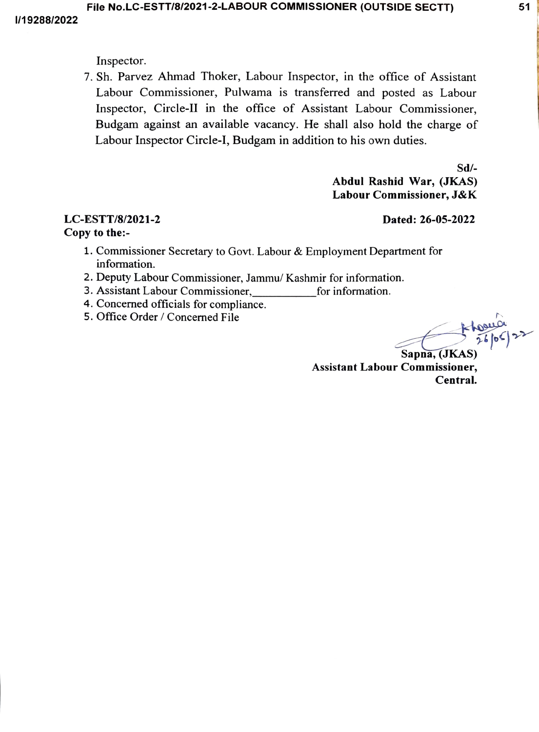Inspector.

7. Sh. Parvez Ahmad Thoker, Labour Inspector, in the office of Assistant Labour Commissioner, Pulwama is transferred and posted as Labour Inspector, Circle-II in the office of Assistant Labour Commissioner, Budgam against an available vacancy. He shall also hold the charge of Labour Inspector Circle-I, Budgam in addition to his own duties.

**Sd/-**
**Abdul Rashid War, (JKAS)**
**Labour Commissioner, J&K**

**LC-ESTT/8/2021-2** **Dated: 26-05-2022**

**Copy to the:-**

1. Commissioner Secretary to Govt. Labour & Employment Department for information.
2. Deputy Labour Commissioner, Jammu/ Kashmir for information.
3. Assistant Labour Commissioner,___________for information.
4. Concerned officials for compliance.
5. Office Order / Concerned File

**Sapna, (JKAS)**
**Assistant Labour Commissioner,**
**Central.**